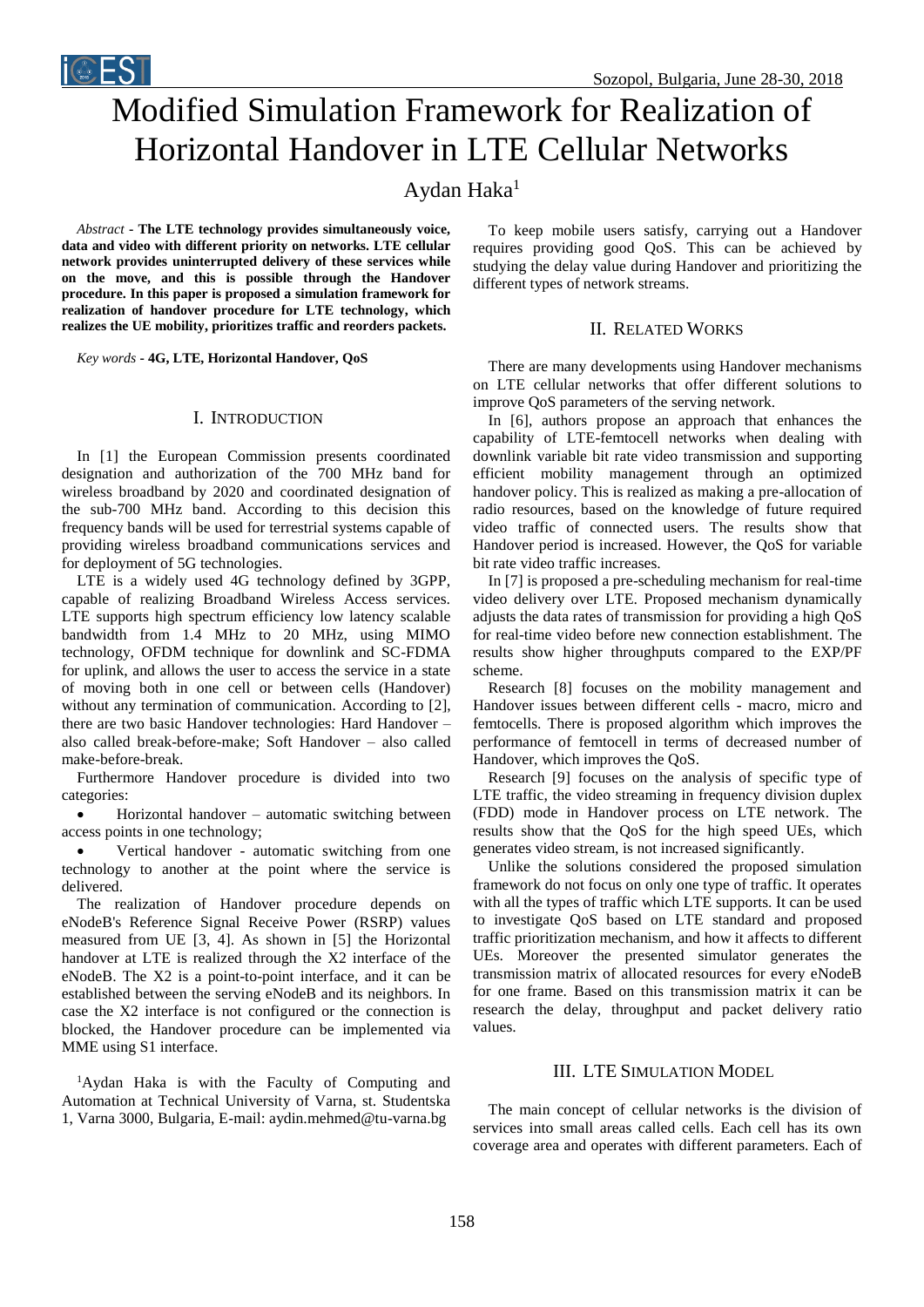# Modified Simulation Framework for Realization of Horizontal Handover in LTE Cellular Networks

Aydan Haka[1]

*Abstract* - **The LTE technology provides simultaneously voice, data and video with different priority on networks. LTE cellular network provides uninterrupted delivery of these services while on the move, and this is possible through the Handover procedure. In this paper is proposed a simulation framework for realization of handover procedure for LTE technology, which realizes the UE mobility, prioritizes traffic and reorders packets.**

*Key words* - **4G, LTE, Horizontal Handover, QoS**

## I. Introduction

In [1] the European Commission presents coordinated designation and authorization of the 700 MHz band for wireless broadband by 2020 and coordinated designation of the sub-700 MHz band. According to this decision this frequency bands will be used for terrestrial systems capable of providing wireless broadband communications services and for deployment of 5G technologies.

LTE is a widely used 4G technology defined by 3GPP, capable of realizing Broadband Wireless Access services. LTE supports high spectrum efficiency low latency scalable bandwidth from 1.4 MHz to 20 MHz, using MIMO technology, OFDM technique for downlink and SC-FDMA for uplink, and allows the user to access the service in a state of moving both in one cell or between cells (Handover) without any termination of communication. According to [2], there are two basic Handover technologies: Hard Handover – also called break-before-make; Soft Handover – also called make-before-break.

Furthermore Handover procedure is divided into two categories:

- Horizontal handover – automatic switching between access points in one technology;
- Vertical handover - automatic switching from one technology to another at the point where the service is delivered.

The realization of Handover procedure depends on eNodeB's Reference Signal Receive Power (RSRP) values measured from UE [3, 4]. As shown in [5] the Horizontal handover at LTE is realized through the X2 interface of the eNodeB. The X2 is a point-to-point interface, and it can be established between the serving eNodeB and its neighbors. In case the X2 interface is not configured or the connection is blocked, the Handover procedure can be implemented via MME using S1 interface.

[1]Aydan Haka is with the Faculty of Computing and Automation at Technical University of Varna, st. Studentska 1, Varna 3000, Bulgaria, E-mail: aydin.mehmed@tu-varna.bg

To keep mobile users satisfy, carrying out a Handover requires providing good QoS. This can be achieved by studying the delay value during Handover and prioritizing the different types of network streams.

## II. Related Works

There are many developments using Handover mechanisms on LTE cellular networks that offer different solutions to improve QoS parameters of the serving network.

In [6], authors propose an approach that enhances the capability of LTE-femtocell networks when dealing with downlink variable bit rate video transmission and supporting efficient mobility management through an optimized handover policy. This is realized as making a pre-allocation of radio resources, based on the knowledge of future required video traffic of connected users. The results show that Handover period is increased. However, the QoS for variable bit rate video traffic increases.

In [7] is proposed a pre-scheduling mechanism for real-time video delivery over LTE. Proposed mechanism dynamically adjusts the data rates of transmission for providing a high QoS for real-time video before new connection establishment. The results show higher throughputs compared to the EXP/PF scheme.

Research [8] focuses on the mobility management and Handover issues between different cells - macro, micro and femtocells. There is proposed algorithm which improves the performance of femtocell in terms of decreased number of Handover, which improves the QoS.

Research [9] focuses on the analysis of specific type of LTE traffic, the video streaming in frequency division duplex (FDD) mode in Handover process on LTE network. The results show that the QoS for the high speed UEs, which generates video stream, is not increased significantly.

Unlike the solutions considered the proposed simulation framework do not focus on only one type of traffic. It operates with all the types of traffic which LTE supports. It can be used to investigate QoS based on LTE standard and proposed traffic prioritization mechanism, and how it affects to different UEs. Moreover the presented simulator generates the transmission matrix of allocated resources for every eNodeB for one frame. Based on this transmission matrix it can be research the delay, throughput and packet delivery ratio values.

## III. LTE Simulation Model

The main concept of cellular networks is the division of services into small areas called cells. Each cell has its own coverage area and operates with different parameters. Each of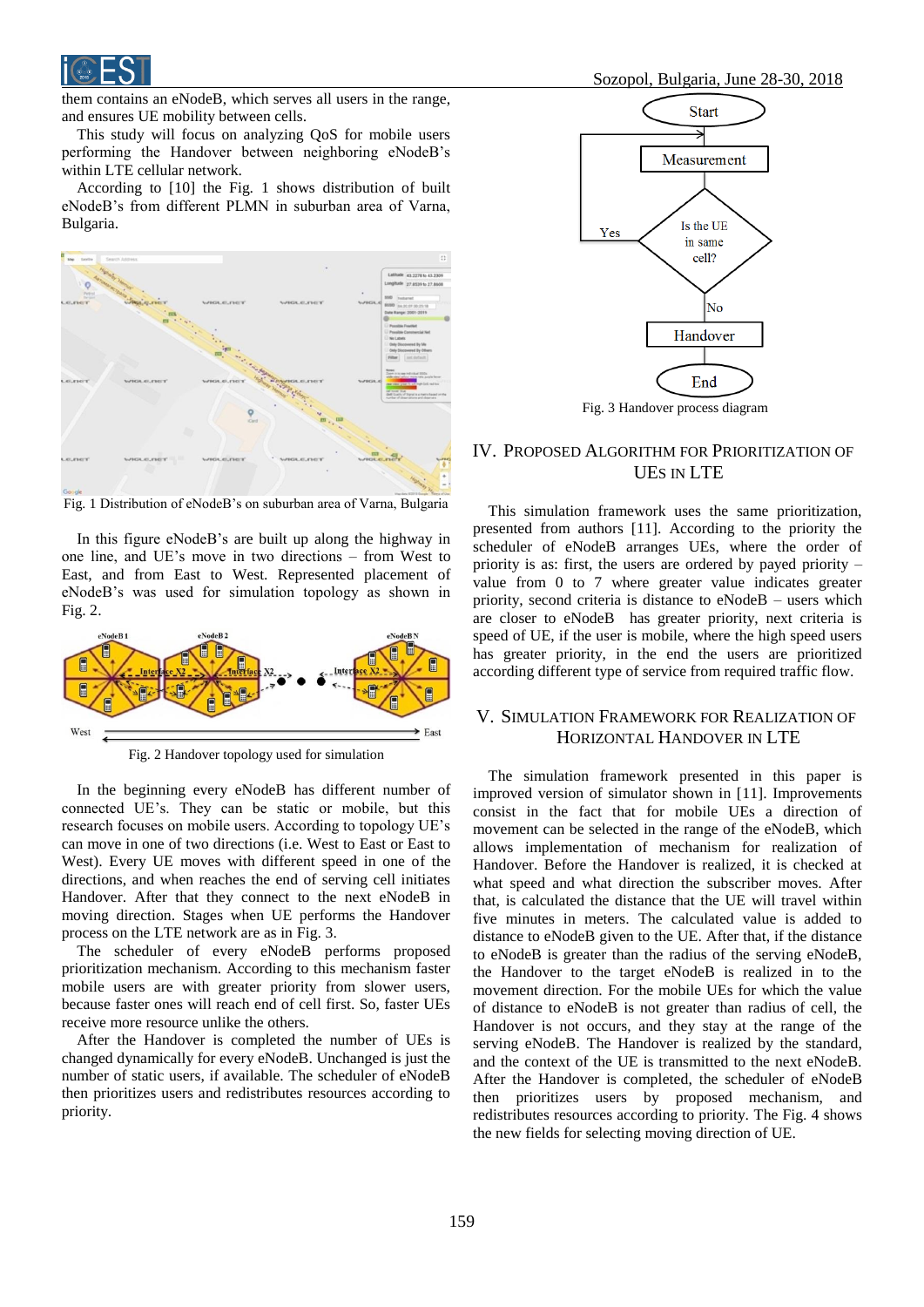them contains an eNodeB, which serves all users in the range, and ensures UE mobility between cells.

This study will focus on analyzing QoS for mobile users performing the Handover between neighboring eNodeB's within LTE cellular network.

According to [10] the Fig. 1 shows distribution of built eNodeB's from different PLMN in suburban area of Varna, Bulgaria.

Fig. 1 Distribution of eNodeB's on suburban area of Varna, Bulgaria

In this figure eNodeB's are built up along the highway in one line, and UE's move in two directions – from West to East, and from East to West. Represented placement of eNodeB's was used for simulation topology as shown in Fig. 2.

Fig. 2 Handover topology used for simulation

In the beginning every eNodeB has different number of connected UE's. They can be static or mobile, but this research focuses on mobile users. According to topology UE's can move in one of two directions (i.e. West to East or East to West). Every UE moves with different speed in one of the directions, and when reaches the end of serving cell initiates Handover. After that they connect to the next eNodeB in moving direction. Stages when UE performs the Handover process on the LTE network are as in Fig. 3.

The scheduler of every eNodeB performs proposed prioritization mechanism. According to this mechanism faster mobile users are with greater priority from slower users, because faster ones will reach end of cell first. So, faster UEs receive more resource unlike the others.

After the Handover is completed the number of UEs is changed dynamically for every eNodeB. Unchanged is just the number of static users, if available. The scheduler of eNodeB then prioritizes users and redistributes resources according to priority.

Fig. 3 Handover process diagram

## IV. Proposed Algorithm for Prioritization of UEs in LTE

This simulation framework uses the same prioritization, presented from authors [11]. According to the priority the scheduler of eNodeB arranges UEs, where the order of priority is as: first, the users are ordered by payed priority – value from 0 to 7 where greater value indicates greater priority, second criteria is distance to eNodeB – users which are closer to eNodeB has greater priority, next criteria is speed of UE, if the user is mobile, where the high speed users has greater priority, in the end the users are prioritized according different type of service from required traffic flow.

## V. Simulation Framework for Realization of Horizontal Handover in LTE

The simulation framework presented in this paper is improved version of simulator shown in [11]. Improvements consist in the fact that for mobile UEs a direction of movement can be selected in the range of the eNodeB, which allows implementation of mechanism for realization of Handover. Before the Handover is realized, it is checked at what speed and what direction the subscriber moves. After that, is calculated the distance that the UE will travel within five minutes in meters. The calculated value is added to distance to eNodeB given to the UE. After that, if the distance to eNodeB is greater than the radius of the serving eNodeB, the Handover to the target eNodeB is realized in to the movement direction. For the mobile UEs for which the value of distance to eNodeB is not greater than radius of cell, the Handover is not occurs, and they stay at the range of the serving eNodeB. The Handover is realized by the standard, and the context of the UE is transmitted to the next eNodeB. After the Handover is completed, the scheduler of eNodeB then prioritizes users by proposed mechanism, and redistributes resources according to priority. The Fig. 4 shows the new fields for selecting moving direction of UE.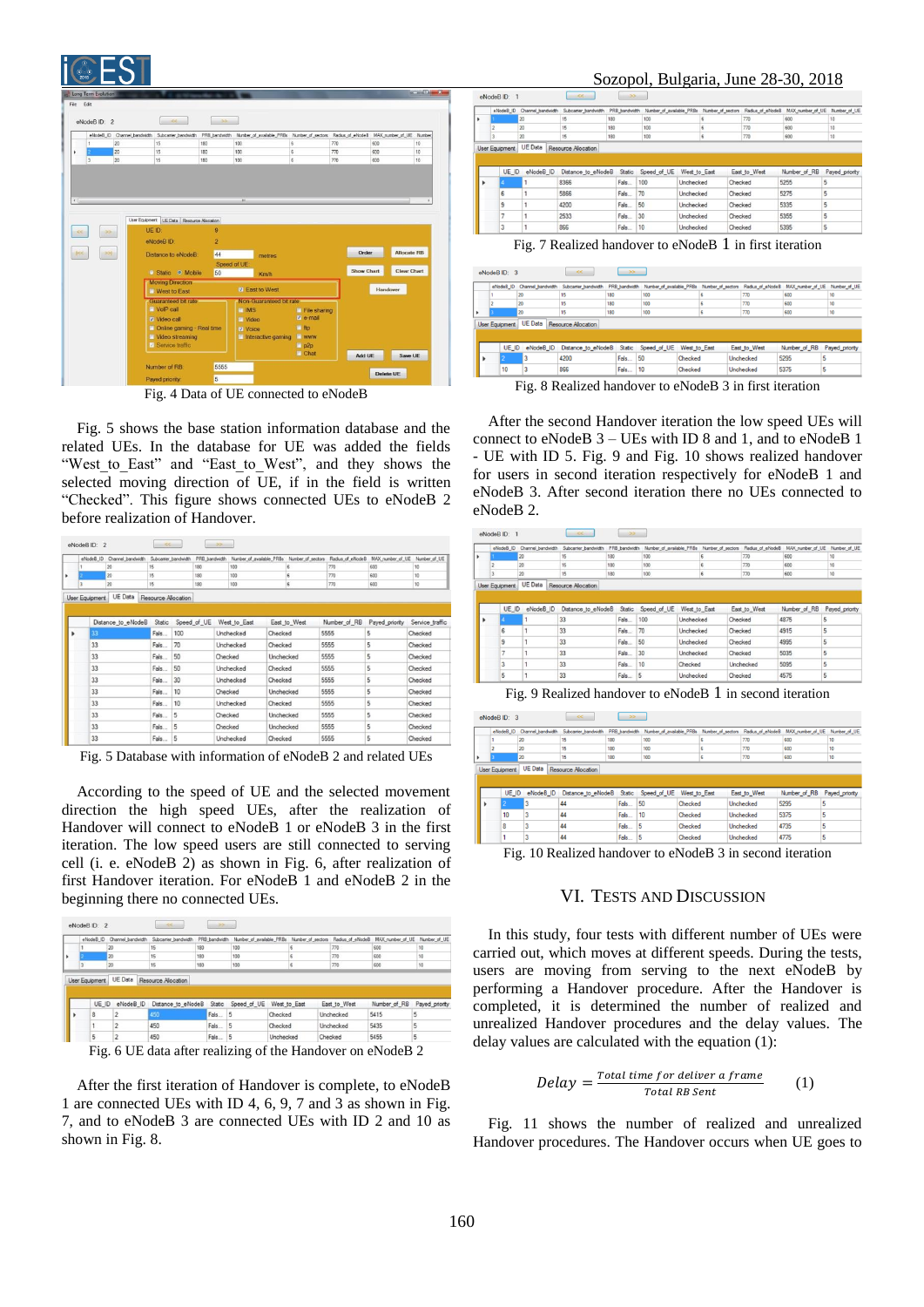Fig. 4 Data of UE connected to eNodeB

Fig. 5 shows the base station information database and the related UEs. In the database for UE was added the fields "West_to_East" and "East_to_West", and they shows the selected moving direction of UE, if in the field is written "Checked". This figure shows connected UEs to eNodeB 2 before realization of Handover.

Fig. 5 Database with information of eNodeB 2 and related UEs

According to the speed of UE and the selected movement direction the high speed UEs, after the realization of Handover will connect to eNodeB 1 or eNodeB 3 in the first iteration. The low speed users are still connected to serving cell (i. e. eNodeB 2) as shown in Fig. 6, after realization of first Handover iteration. For eNodeB 1 and eNodeB 2 in the beginning there no connected UEs.

Fig. 6 UE data after realizing of the Handover on eNodeB 2

After the first iteration of Handover is complete, to eNodeB 1 are connected UEs with ID 4, 6, 9, 7 and 3 as shown in Fig. 7, and to eNodeB 3 are connected UEs with ID 2 and 10 as shown in Fig. 8.

Fig. 7 Realized handover to eNodeB 1 in first iteration

Fig. 8 Realized handover to eNodeB 3 in first iteration

After the second Handover iteration the low speed UEs will connect to eNodeB 3 – UEs with ID 8 and 1, and to eNodeB 1 - UE with ID 5. Fig. 9 and Fig. 10 shows realized handover for users in second iteration respectively for eNodeB 1 and eNodeB 3. After second iteration there no UEs connected to eNodeB 2.

Fig. 9 Realized handover to eNodeB 1 in second iteration

Fig. 10 Realized handover to eNodeB 3 in second iteration

## VI. Tests and Discussion

In this study, four tests with different number of UEs were carried out, which moves at different speeds. During the tests, users are moving from serving to the next eNodeB by performing a Handover procedure. After the Handover is completed, it is determined the number of realized and unrealized Handover procedures and the delay values. The delay values are calculated with the equation (1):

$$Delay = \frac{Total\ time\ for\ deliver\ a\ frame}{Total\ RB\ Sent} \quad (1)$$

Fig. 11 shows the number of realized and unrealized Handover procedures. The Handover occurs when UE goes to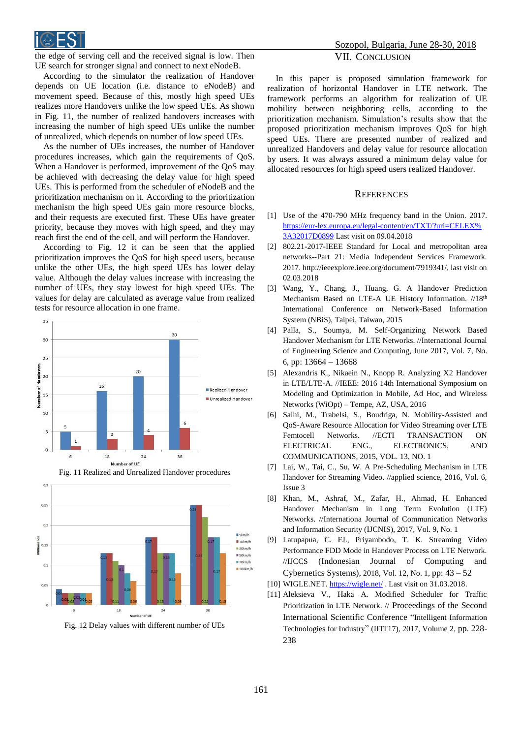the edge of serving cell and the received signal is low. Then UE search for stronger signal and connect to next eNodeB.

According to the simulator the realization of Handover depends on UE location (i.e. distance to eNodeB) and movement speed. Because of this, mostly high speed UEs realizes more Handovers unlike the low speed UEs. As shown in Fig. 11, the number of realized handovers increases with increasing the number of high speed UEs unlike the number of unrealized, which depends on number of low speed UEs.

As the number of UEs increases, the number of Handover procedures increases, which gain the requirements of QoS. When a Handover is performed, improvement of the QoS may be achieved with decreasing the delay value for high speed UEs. This is performed from the scheduler of eNodeB and the prioritization mechanism on it. According to the prioritization mechanism the high speed UEs gain more resource blocks, and their requests are executed first. These UEs have greater priority, because they moves with high speed, and they may reach first the end of the cell, and will perform the Handover.

According to Fig. 12 it can be seen that the applied prioritization improves the QoS for high speed users, because unlike the other UEs, the high speed UEs has lower delay value. Although the delay values increase with increasing the number of UEs, they stay lowest for high speed UEs. The values for delay are calculated as average value from realized tests for resource allocation in one frame.

Number of Handovers
0 5 10 15 20 25 30 35
5 1 16 3 20 4 30 6
6 18 24 36
Number of UE
Realized Handover
Unrealized Handover

Fig. 11 Realized and Unrealized Handover procedures

Milliseconds
0 0,05 0,1 0,15 0,2 0,25 0,3
0,04 0,03 0,03 0,03 0,03 0,03
0,13 0,17 0,11 0,1 0,08 0,06
0,17 0,17 0,13 0,13 0,13 0,08
0,25 0,25 0,22 0,17 0,17 0,13
6 18 24 30
Number of UE
5km/h
10km/h
30km/h
50km/h
70km/h
100km/h

Fig. 12 Delay values with different number of UEs

## VII. Conclusion

In this paper is proposed simulation framework for realization of horizontal Handover in LTE network. The framework performs an algorithm for realization of UE mobility between neighboring cells, according to the prioritization mechanism. Simulation's results show that the proposed prioritization mechanism improves QoS for high speed UEs. There are presented number of realized and unrealized Handovers and delay value for resource allocation by users. It was always assured a minimum delay value for allocated resources for high speed users realized Handover.

## References

[1] Use of the 470-790 MHz frequency band in the Union. 2017. https://eur-lex.europa.eu/legal-content/en/TXT/?uri=CELEX%3A32017D0899 Last visit on 09.04.2018

[2] 802.21-2017-IEEE Standard for Local and metropolitan area networks--Part 21: Media Independent Services Framework. 2017. http://ieeexplore.ieee.org/document/7919341/, last visit on 02.03.2018

[3] Wang, Y., Chang, J., Huang, G. A Handover Prediction Mechanism Based on LTE-A UE History Information. //18th International Conference on Network-Based Information System (NBiS), Taipei, Taiwan, 2015

[4] Palla, S., Soumya, M. Self-Organizing Network Based Handover Mechanism for LTE Networks. //International Journal of Engineering Science and Computing, June 2017, Vol. 7, No. 6, pp: 13664 – 13668

[5] Alexandris K., Nikaein N., Knopp R. Analyzing X2 Handover in LTE/LTE-A. //IEEE: 2016 14th International Symposium on Modeling and Optimization in Mobile, Ad Hoc, and Wireless Networks (WiOpt) – Tempe, AZ, USA, 2016

[6] Salhi, M., Trabelsi, S., Boudriga, N. Mobility-Assisted and QoS-Aware Resource Allocation for Video Streaming over LTE Femtocell Networks. //ECTI TRANSACTION ON ELECTRICAL ENG., ELECTRONICS, AND COMMUNICATIONS, 2015, VOL. 13, NO. 1

[7] Lai, W., Tai, C., Su, W. A Pre-Scheduling Mechanism in LTE Handover for Streaming Video. //applied science, 2016, Vol. 6, Issue 3

[8] Khan, M., Ashraf, M., Zafar, H., Ahmad, H. Enhanced Handover Mechanism in Long Term Evolution (LTE) Networks. //Internationa Journal of Communication Networks and Information Security (IJCNIS), 2017, Vol. 9, No. 1

[9] Latupapua, C. FJ., Priyambodo, T. K. Streaming Video Performance FDD Mode in Handover Process on LTE Network. //IJCCS (Indonesian Journal of Computing and Cybernetics Systems), 2018, Vol. 12, No. 1, pp: 43 – 52

[10] WIGLE.NET. https://wigle.net/ . Last visit on 31.03.2018.

[11] Aleksieva V., Haka A. Modified Scheduler for Traffic Prioritization in LTE Network. // Proceedings of the Second International Scientific Conference "Intelligent Information Technologies for Industry" (IITI'17), 2017, Volume 2, pp. 228-238